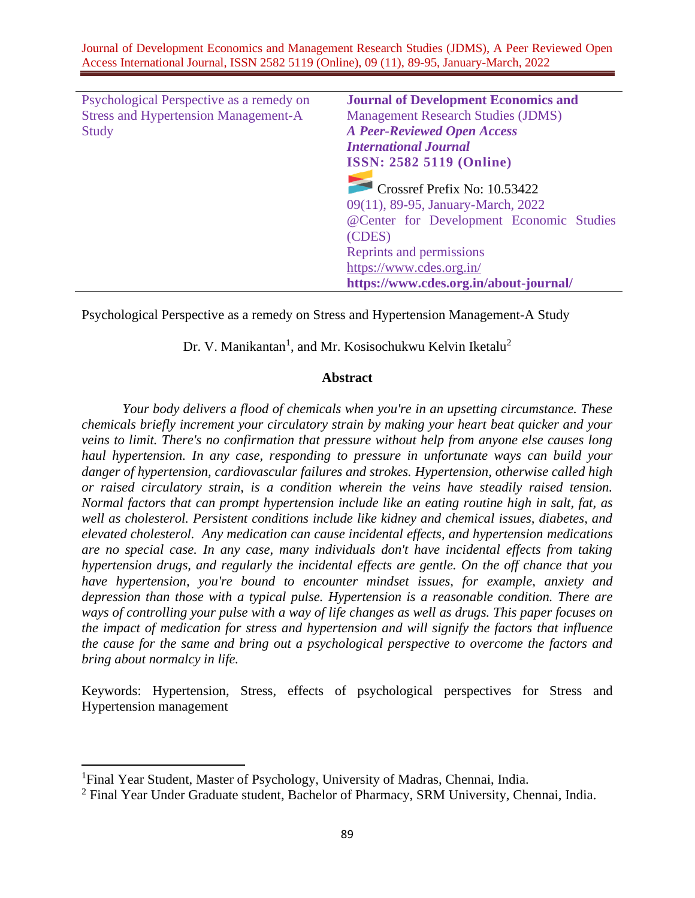| Psychological Perspective as a remedy on Stress and Hypertension Management-A Study | **Journal of Development Economics and** Management Research Studies (JDMS) ***A Peer-Reviewed Open Access International Journal*** **ISSN: 2582 5119 (Online)** Crossref Prefix No: 10.53422 09(11), 89-95, January-March, 2022 @Center for Development Economic Studies (CDES) Reprints and permissions https://www.cdes.org.in/ **https://www.cdes.org.in/about-journal/** |
|---|---|

Psychological Perspective as a remedy on Stress and Hypertension Management-A Study

Dr. V. Manikantan[1], and Mr. Kosisochukwu Kelvin Iketalu[2]

**Abstract**

*Your body delivers a flood of chemicals when you're in an upsetting circumstance. These chemicals briefly increment your circulatory strain by making your heart beat quicker and your veins to limit. There's no confirmation that pressure without help from anyone else causes long haul hypertension. In any case, responding to pressure in unfortunate ways can build your danger of hypertension, cardiovascular failures and strokes. Hypertension, otherwise called high or raised circulatory strain, is a condition wherein the veins have steadily raised tension. Normal factors that can prompt hypertension include like an eating routine high in salt, fat, as well as cholesterol. Persistent conditions include like kidney and chemical issues, diabetes, and elevated cholesterol. Any medication can cause incidental effects, and hypertension medications are no special case. In any case, many individuals don't have incidental effects from taking hypertension drugs, and regularly the incidental effects are gentle. On the off chance that you have hypertension, you're bound to encounter mindset issues, for example, anxiety and depression than those with a typical pulse. Hypertension is a reasonable condition. There are ways of controlling your pulse with a way of life changes as well as drugs. This paper focuses on the impact of medication for stress and hypertension and will signify the factors that influence the cause for the same and bring out a psychological perspective to overcome the factors and bring about normalcy in life.*

Keywords: Hypertension, Stress, effects of psychological perspectives for Stress and Hypertension management

---

[1]Final Year Student, Master of Psychology, University of Madras, Chennai, India.

[2] Final Year Under Graduate student, Bachelor of Pharmacy, SRM University, Chennai, India.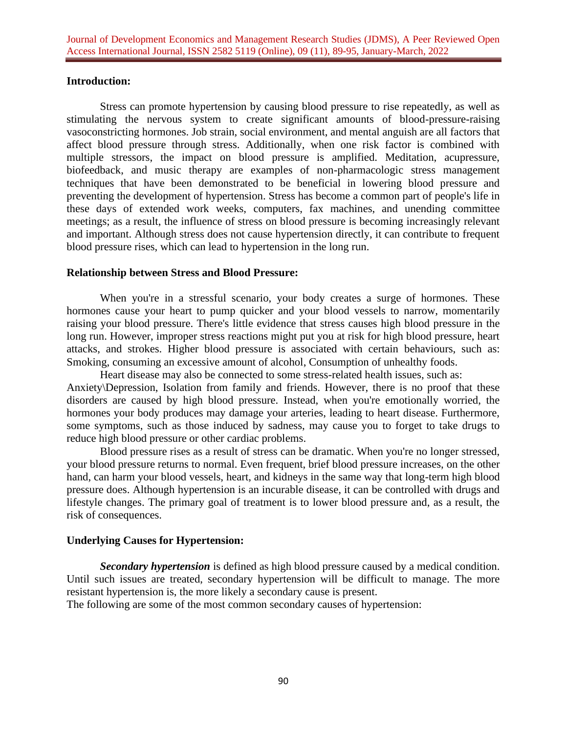**Introduction:**

Stress can promote hypertension by causing blood pressure to rise repeatedly, as well as stimulating the nervous system to create significant amounts of blood-pressure-raising vasoconstricting hormones. Job strain, social environment, and mental anguish are all factors that affect blood pressure through stress. Additionally, when one risk factor is combined with multiple stressors, the impact on blood pressure is amplified. Meditation, acupressure, biofeedback, and music therapy are examples of non-pharmacologic stress management techniques that have been demonstrated to be beneficial in lowering blood pressure and preventing the development of hypertension. Stress has become a common part of people's life in these days of extended work weeks, computers, fax machines, and unending committee meetings; as a result, the influence of stress on blood pressure is becoming increasingly relevant and important. Although stress does not cause hypertension directly, it can contribute to frequent blood pressure rises, which can lead to hypertension in the long run.

**Relationship between Stress and Blood Pressure:**

When you're in a stressful scenario, your body creates a surge of hormones. These hormones cause your heart to pump quicker and your blood vessels to narrow, momentarily raising your blood pressure. There's little evidence that stress causes high blood pressure in the long run. However, improper stress reactions might put you at risk for high blood pressure, heart attacks, and strokes. Higher blood pressure is associated with certain behaviours, such as: Smoking, consuming an excessive amount of alcohol, Consumption of unhealthy foods.

Heart disease may also be connected to some stress-related health issues, such as: Anxiety\Depression, Isolation from family and friends. However, there is no proof that these disorders are caused by high blood pressure. Instead, when you're emotionally worried, the hormones your body produces may damage your arteries, leading to heart disease. Furthermore, some symptoms, such as those induced by sadness, may cause you to forget to take drugs to reduce high blood pressure or other cardiac problems.

Blood pressure rises as a result of stress can be dramatic. When you're no longer stressed, your blood pressure returns to normal. Even frequent, brief blood pressure increases, on the other hand, can harm your blood vessels, heart, and kidneys in the same way that long-term high blood pressure does. Although hypertension is an incurable disease, it can be controlled with drugs and lifestyle changes. The primary goal of treatment is to lower blood pressure and, as a result, the risk of consequences.

**Underlying Causes for Hypertension:**

***Secondary hypertension*** is defined as high blood pressure caused by a medical condition. Until such issues are treated, secondary hypertension will be difficult to manage. The more resistant hypertension is, the more likely a secondary cause is present.

The following are some of the most common secondary causes of hypertension: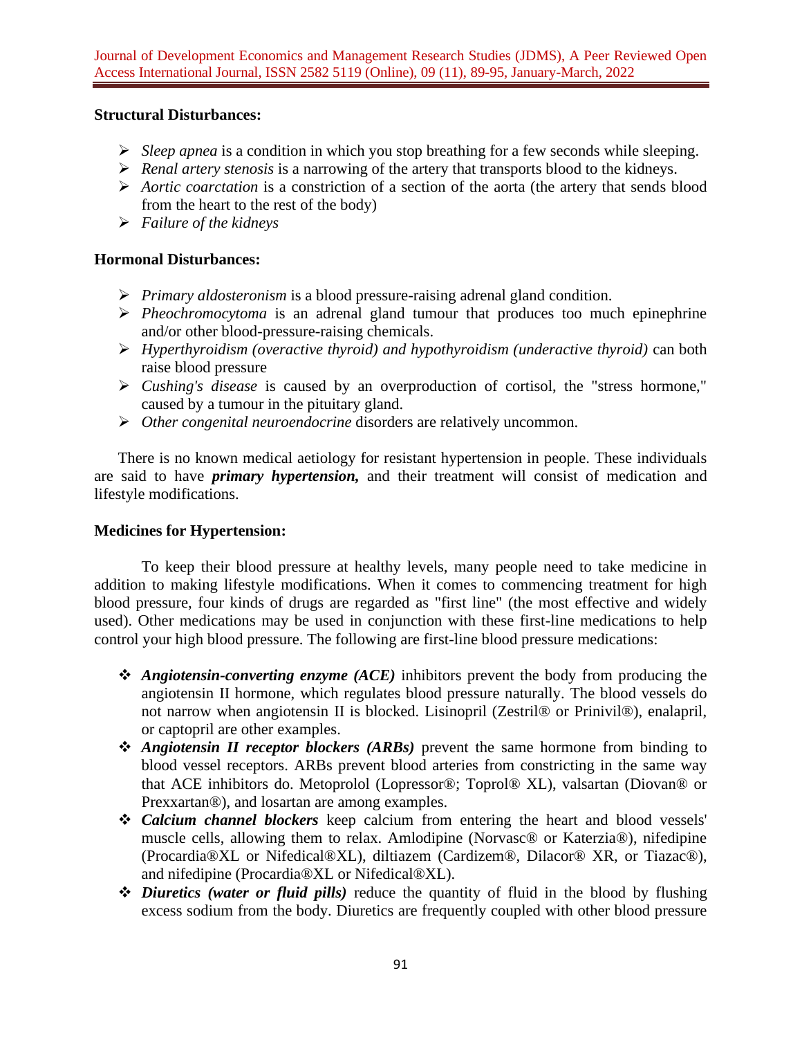**Structural Disturbances:**

- *Sleep apnea* is a condition in which you stop breathing for a few seconds while sleeping.
- *Renal artery stenosis* is a narrowing of the artery that transports blood to the kidneys.
- *Aortic coarctation* is a constriction of a section of the aorta (the artery that sends blood from the heart to the rest of the body)
- *Failure of the kidneys*

**Hormonal Disturbances:**

- *Primary aldosteronism* is a blood pressure-raising adrenal gland condition.
- *Pheochromocytoma* is an adrenal gland tumour that produces too much epinephrine and/or other blood-pressure-raising chemicals.
- *Hyperthyroidism (overactive thyroid) and hypothyroidism (underactive thyroid)* can both raise blood pressure
- *Cushing's disease* is caused by an overproduction of cortisol, the "stress hormone," caused by a tumour in the pituitary gland.
- *Other congenital neuroendocrine* disorders are relatively uncommon.

There is no known medical aetiology for resistant hypertension in people. These individuals are said to have ***primary hypertension,*** and their treatment will consist of medication and lifestyle modifications.

**Medicines for Hypertension:**

To keep their blood pressure at healthy levels, many people need to take medicine in addition to making lifestyle modifications. When it comes to commencing treatment for high blood pressure, four kinds of drugs are regarded as "first line" (the most effective and widely used). Other medications may be used in conjunction with these first-line medications to help control your high blood pressure. The following are first-line blood pressure medications:

- ***Angiotensin-converting enzyme (ACE)*** inhibitors prevent the body from producing the angiotensin II hormone, which regulates blood pressure naturally. The blood vessels do not narrow when angiotensin II is blocked. Lisinopril (Zestril® or Prinivil®), enalapril, or captopril are other examples.
- ***Angiotensin II receptor blockers (ARBs)*** prevent the same hormone from binding to blood vessel receptors. ARBs prevent blood arteries from constricting in the same way that ACE inhibitors do. Metoprolol (Lopressor®; Toprol® XL), valsartan (Diovan® or Prexxartan®), and losartan are among examples.
- ***Calcium channel blockers*** keep calcium from entering the heart and blood vessels' muscle cells, allowing them to relax. Amlodipine (Norvasc® or Katerzia®), nifedipine (Procardia®XL or Nifedical®XL), diltiazem (Cardizem®, Dilacor® XR, or Tiazac®), and nifedipine (Procardia®XL or Nifedical®XL).
- ***Diuretics (water or fluid pills)*** reduce the quantity of fluid in the blood by flushing excess sodium from the body. Diuretics are frequently coupled with other blood pressure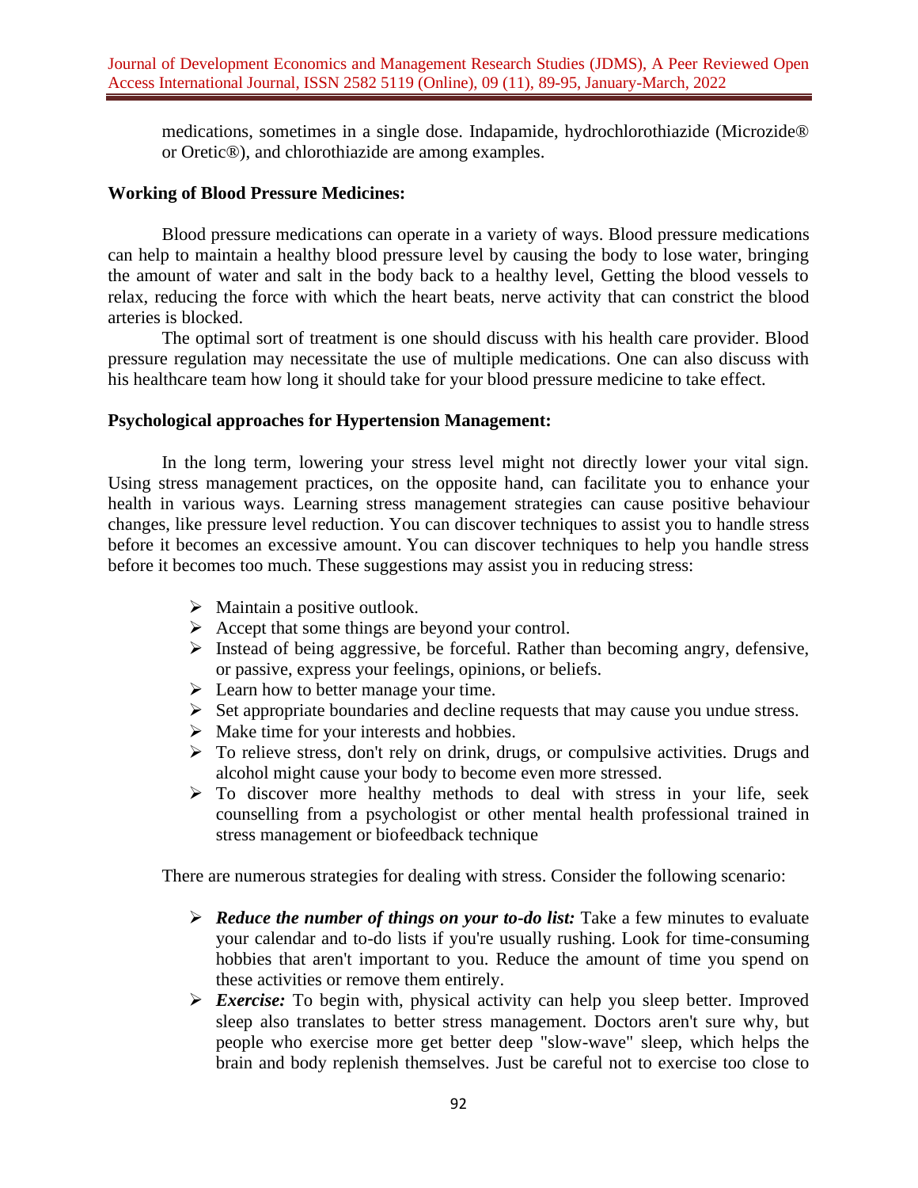medications, sometimes in a single dose. Indapamide, hydrochlorothiazide (Microzide® or Oretic®), and chlorothiazide are among examples.

**Working of Blood Pressure Medicines:**

Blood pressure medications can operate in a variety of ways. Blood pressure medications can help to maintain a healthy blood pressure level by causing the body to lose water, bringing the amount of water and salt in the body back to a healthy level, Getting the blood vessels to relax, reducing the force with which the heart beats, nerve activity that can constrict the blood arteries is blocked.

The optimal sort of treatment is one should discuss with his health care provider. Blood pressure regulation may necessitate the use of multiple medications. One can also discuss with his healthcare team how long it should take for your blood pressure medicine to take effect.

**Psychological approaches for Hypertension Management:**

In the long term, lowering your stress level might not directly lower your vital sign. Using stress management practices, on the opposite hand, can facilitate you to enhance your health in various ways. Learning stress management strategies can cause positive behaviour changes, like pressure level reduction. You can discover techniques to assist you to handle stress before it becomes an excessive amount. You can discover techniques to help you handle stress before it becomes too much. These suggestions may assist you in reducing stress:

- Maintain a positive outlook.
- Accept that some things are beyond your control.
- Instead of being aggressive, be forceful. Rather than becoming angry, defensive, or passive, express your feelings, opinions, or beliefs.
- Learn how to better manage your time.
- Set appropriate boundaries and decline requests that may cause you undue stress.
- Make time for your interests and hobbies.
- To relieve stress, don't rely on drink, drugs, or compulsive activities. Drugs and alcohol might cause your body to become even more stressed.
- To discover more healthy methods to deal with stress in your life, seek counselling from a psychologist or other mental health professional trained in stress management or biofeedback technique

There are numerous strategies for dealing with stress. Consider the following scenario:

- ***Reduce the number of things on your to-do list:*** Take a few minutes to evaluate your calendar and to-do lists if you're usually rushing. Look for time-consuming hobbies that aren't important to you. Reduce the amount of time you spend on these activities or remove them entirely.
- ***Exercise:*** To begin with, physical activity can help you sleep better. Improved sleep also translates to better stress management. Doctors aren't sure why, but people who exercise more get better deep "slow-wave" sleep, which helps the brain and body replenish themselves. Just be careful not to exercise too close to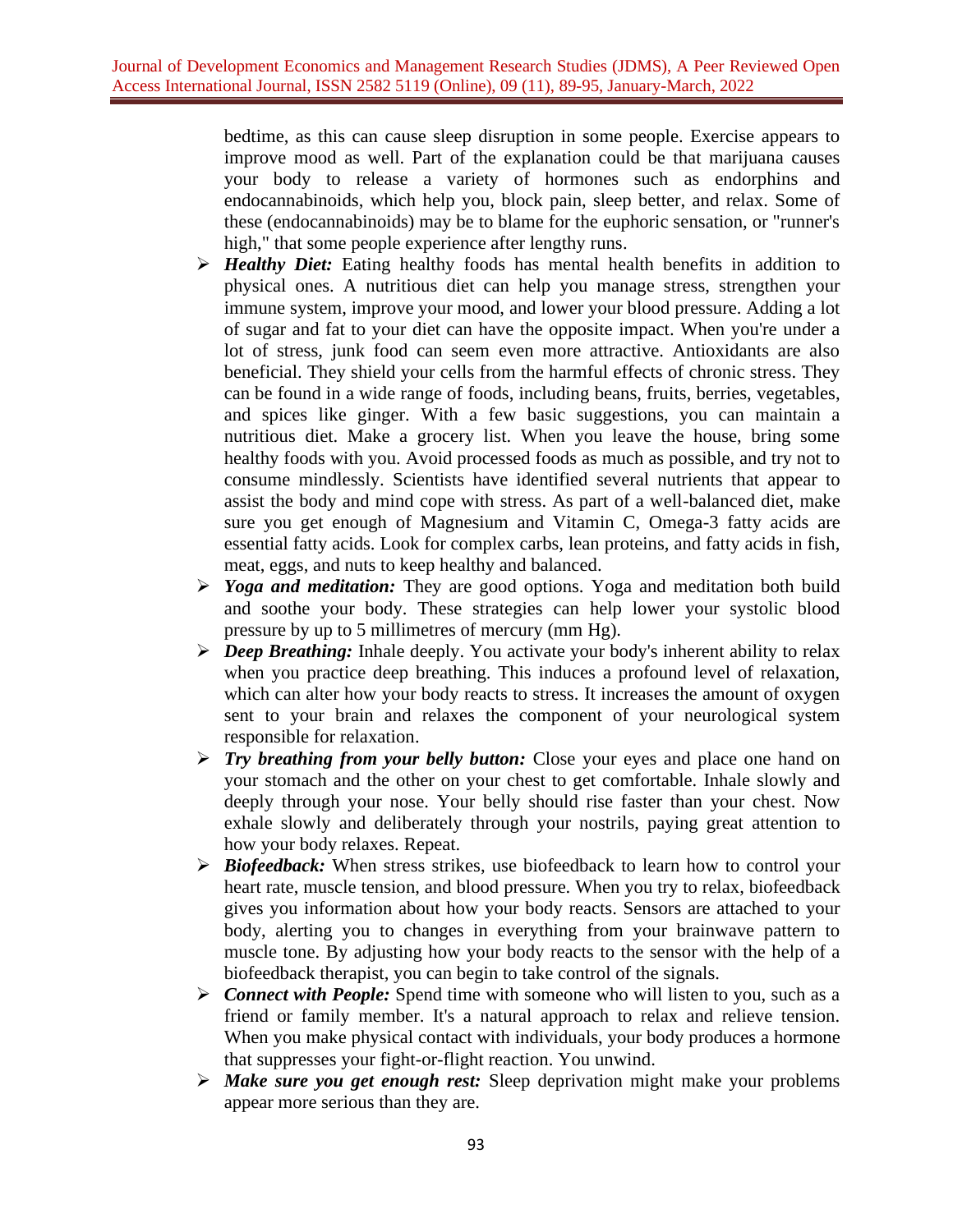bedtime, as this can cause sleep disruption in some people. Exercise appears to improve mood as well. Part of the explanation could be that marijuana causes your body to release a variety of hormones such as endorphins and endocannabinoids, which help you, block pain, sleep better, and relax. Some of these (endocannabinoids) may be to blame for the euphoric sensation, or "runner's high," that some people experience after lengthy runs.

- ***Healthy Diet:*** Eating healthy foods has mental health benefits in addition to physical ones. A nutritious diet can help you manage stress, strengthen your immune system, improve your mood, and lower your blood pressure. Adding a lot of sugar and fat to your diet can have the opposite impact. When you're under a lot of stress, junk food can seem even more attractive. Antioxidants are also beneficial. They shield your cells from the harmful effects of chronic stress. They can be found in a wide range of foods, including beans, fruits, berries, vegetables, and spices like ginger. With a few basic suggestions, you can maintain a nutritious diet. Make a grocery list. When you leave the house, bring some healthy foods with you. Avoid processed foods as much as possible, and try not to consume mindlessly. Scientists have identified several nutrients that appear to assist the body and mind cope with stress. As part of a well-balanced diet, make sure you get enough of Magnesium and Vitamin C, Omega-3 fatty acids are essential fatty acids. Look for complex carbs, lean proteins, and fatty acids in fish, meat, eggs, and nuts to keep healthy and balanced.
- ***Yoga and meditation:*** They are good options. Yoga and meditation both build and soothe your body. These strategies can help lower your systolic blood pressure by up to 5 millimetres of mercury (mm Hg).
- ***Deep Breathing:*** Inhale deeply. You activate your body's inherent ability to relax when you practice deep breathing. This induces a profound level of relaxation, which can alter how your body reacts to stress. It increases the amount of oxygen sent to your brain and relaxes the component of your neurological system responsible for relaxation.
- ***Try breathing from your belly button:*** Close your eyes and place one hand on your stomach and the other on your chest to get comfortable. Inhale slowly and deeply through your nose. Your belly should rise faster than your chest. Now exhale slowly and deliberately through your nostrils, paying great attention to how your body relaxes. Repeat.
- ***Biofeedback:*** When stress strikes, use biofeedback to learn how to control your heart rate, muscle tension, and blood pressure. When you try to relax, biofeedback gives you information about how your body reacts. Sensors are attached to your body, alerting you to changes in everything from your brainwave pattern to muscle tone. By adjusting how your body reacts to the sensor with the help of a biofeedback therapist, you can begin to take control of the signals.
- ***Connect with People:*** Spend time with someone who will listen to you, such as a friend or family member. It's a natural approach to relax and relieve tension. When you make physical contact with individuals, your body produces a hormone that suppresses your fight-or-flight reaction. You unwind.
- ***Make sure you get enough rest:*** Sleep deprivation might make your problems appear more serious than they are.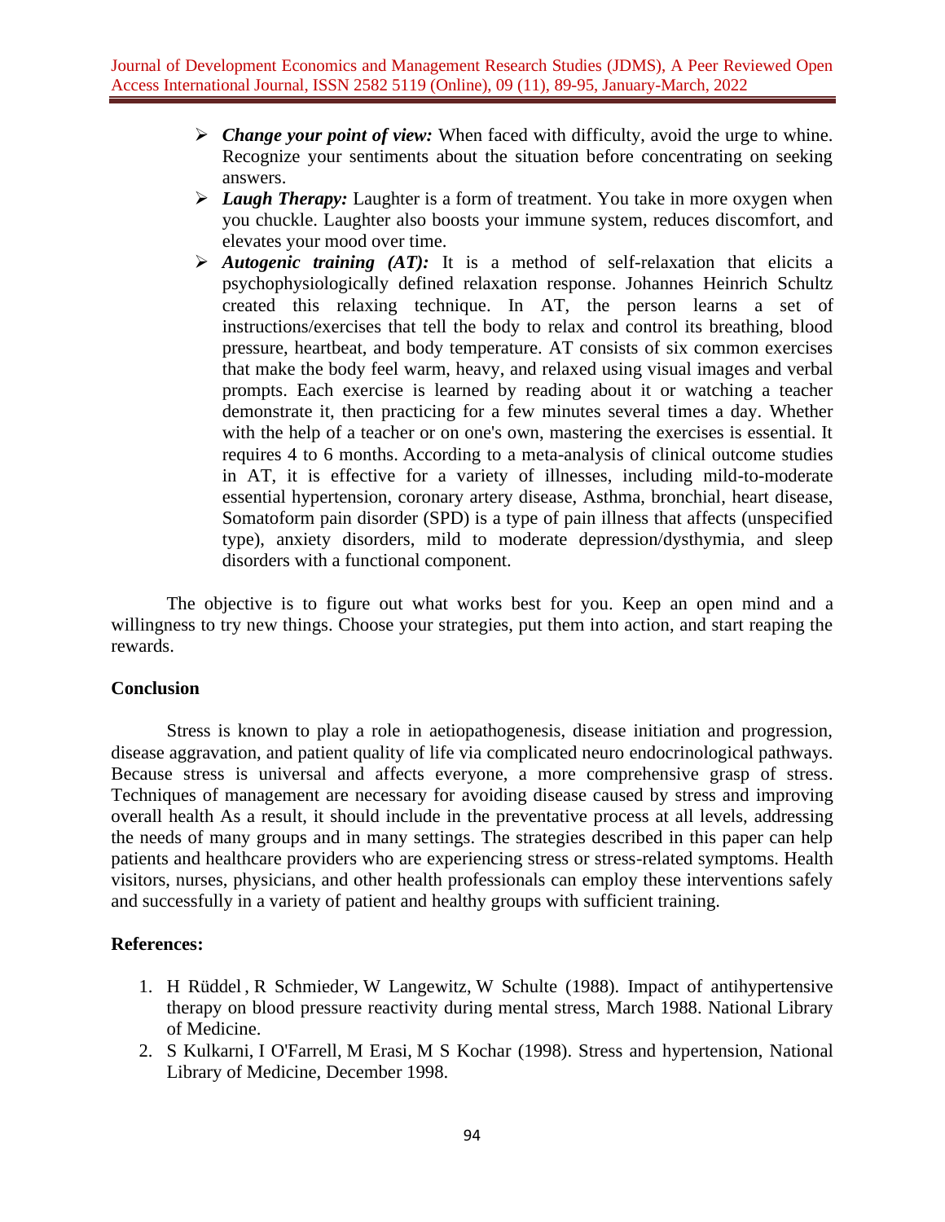- ***Change your point of view:*** When faced with difficulty, avoid the urge to whine. Recognize your sentiments about the situation before concentrating on seeking answers.
- ***Laugh Therapy:*** Laughter is a form of treatment. You take in more oxygen when you chuckle. Laughter also boosts your immune system, reduces discomfort, and elevates your mood over time.
- ***Autogenic training (AT):*** It is a method of self-relaxation that elicits a psychophysiologically defined relaxation response. Johannes Heinrich Schultz created this relaxing technique. In AT, the person learns a set of instructions/exercises that tell the body to relax and control its breathing, blood pressure, heartbeat, and body temperature. AT consists of six common exercises that make the body feel warm, heavy, and relaxed using visual images and verbal prompts. Each exercise is learned by reading about it or watching a teacher demonstrate it, then practicing for a few minutes several times a day. Whether with the help of a teacher or on one's own, mastering the exercises is essential. It requires 4 to 6 months. According to a meta-analysis of clinical outcome studies in AT, it is effective for a variety of illnesses, including mild-to-moderate essential hypertension, coronary artery disease, Asthma, bronchial, heart disease, Somatoform pain disorder (SPD) is a type of pain illness that affects (unspecified type), anxiety disorders, mild to moderate depression/dysthymia, and sleep disorders with a functional component.

The objective is to figure out what works best for you. Keep an open mind and a willingness to try new things. Choose your strategies, put them into action, and start reaping the rewards.

## Conclusion

Stress is known to play a role in aetiopathogenesis, disease initiation and progression, disease aggravation, and patient quality of life via complicated neuro endocrinological pathways. Because stress is universal and affects everyone, a more comprehensive grasp of stress. Techniques of management are necessary for avoiding disease caused by stress and improving overall health As a result, it should include in the preventative process at all levels, addressing the needs of many groups and in many settings. The strategies described in this paper can help patients and healthcare providers who are experiencing stress or stress-related symptoms. Health visitors, nurses, physicians, and other health professionals can employ these interventions safely and successfully in a variety of patient and healthy groups with sufficient training.

## References:

1. H Rüddel , R Schmieder, W Langewitz, W Schulte (1988). Impact of antihypertensive therapy on blood pressure reactivity during mental stress, March 1988. National Library of Medicine.
2. S Kulkarni, I O'Farrell, M Erasi, M S Kochar (1998). Stress and hypertension, National Library of Medicine, December 1998.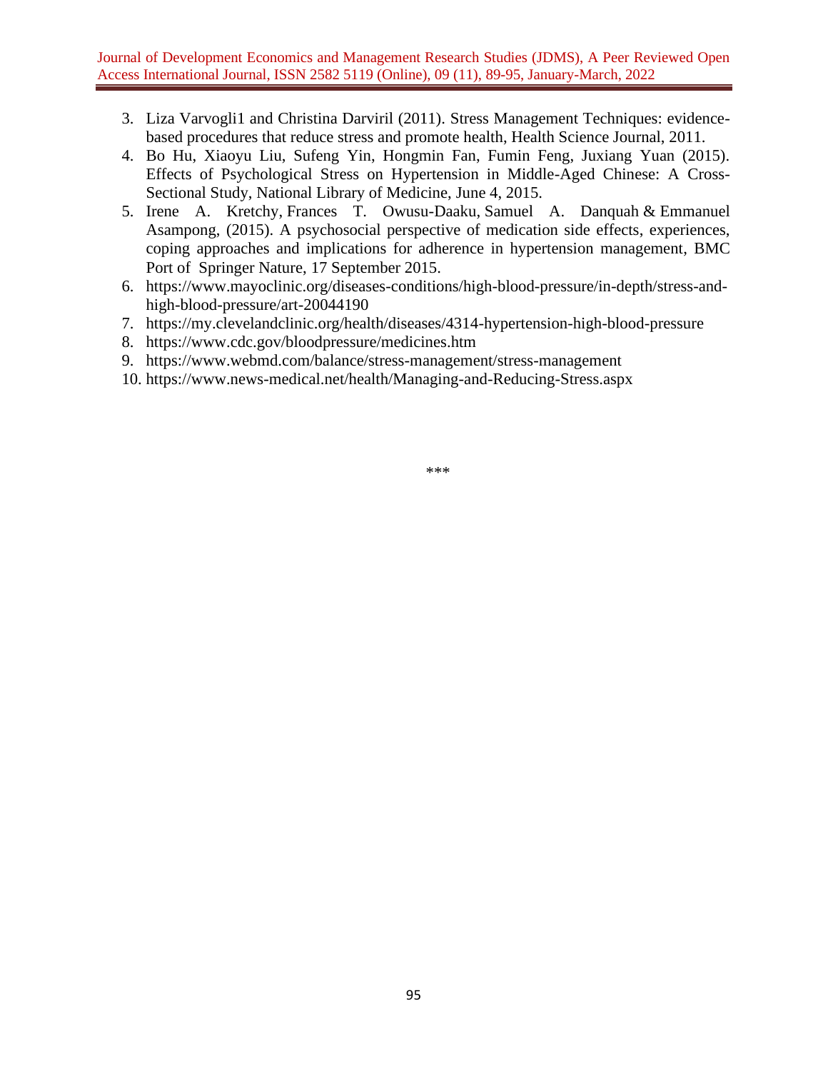3. Liza Varvogli1 and Christina Darviril (2011). Stress Management Techniques: evidence-based procedures that reduce stress and promote health, Health Science Journal, 2011.
4. Bo Hu, Xiaoyu Liu, Sufeng Yin, Hongmin Fan, Fumin Feng, Juxiang Yuan (2015). Effects of Psychological Stress on Hypertension in Middle-Aged Chinese: A Cross-Sectional Study, National Library of Medicine, June 4, 2015.
5. Irene A. Kretchy, Frances T. Owusu-Daaku, Samuel A. Danquah & Emmanuel Asampong, (2015). A psychosocial perspective of medication side effects, experiences, coping approaches and implications for adherence in hypertension management, BMC Port of Springer Nature, 17 September 2015.
6. https://www.mayoclinic.org/diseases-conditions/high-blood-pressure/in-depth/stress-and-high-blood-pressure/art-20044190
7. https://my.clevelandclinic.org/health/diseases/4314-hypertension-high-blood-pressure
8. https://www.cdc.gov/bloodpressure/medicines.htm
9. https://www.webmd.com/balance/stress-management/stress-management
10. https://www.news-medical.net/health/Managing-and-Reducing-Stress.aspx

***